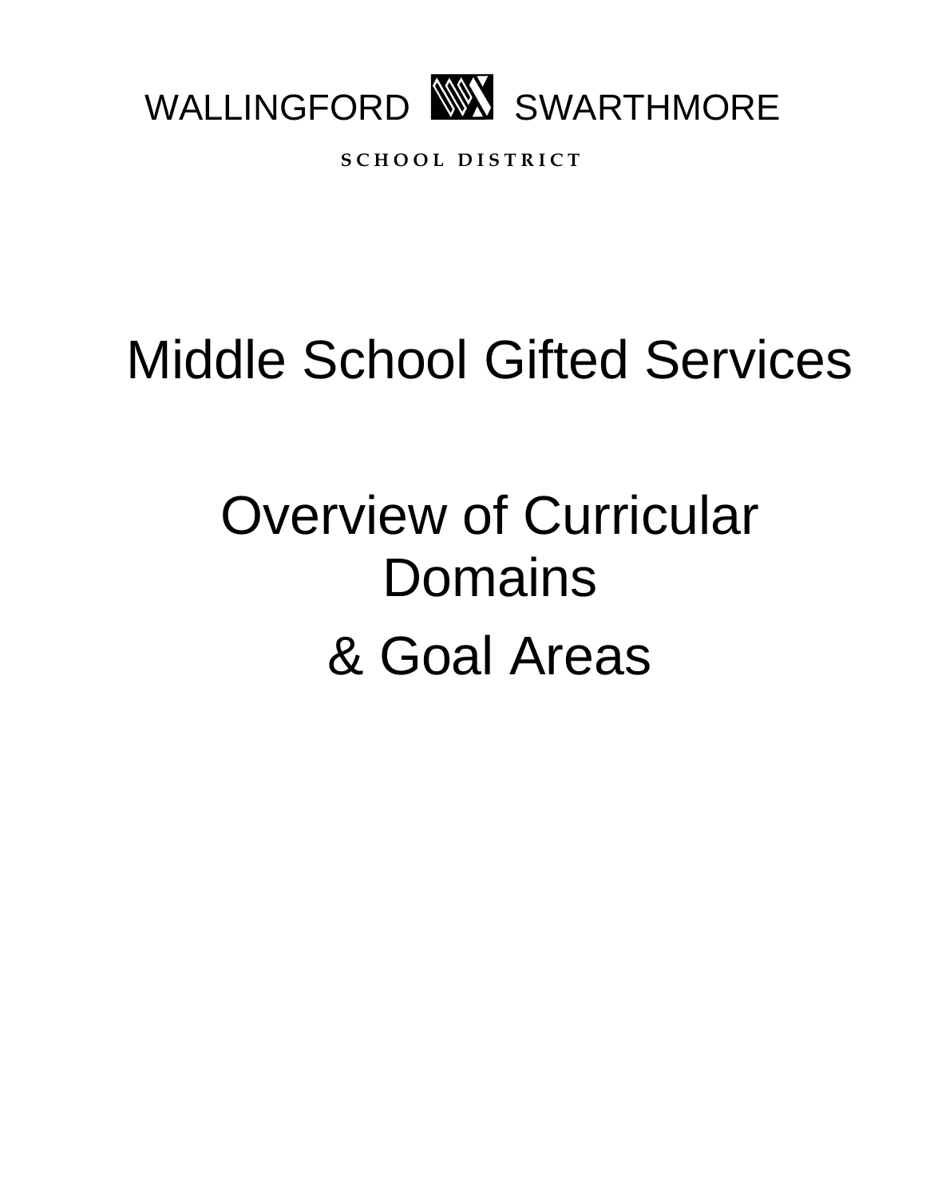WALLINGFORD SWARTHMORE

SCHOOL DISTRICT

# Middle School Gifted Services

# Overview of Curricular Domains

# & Goal Areas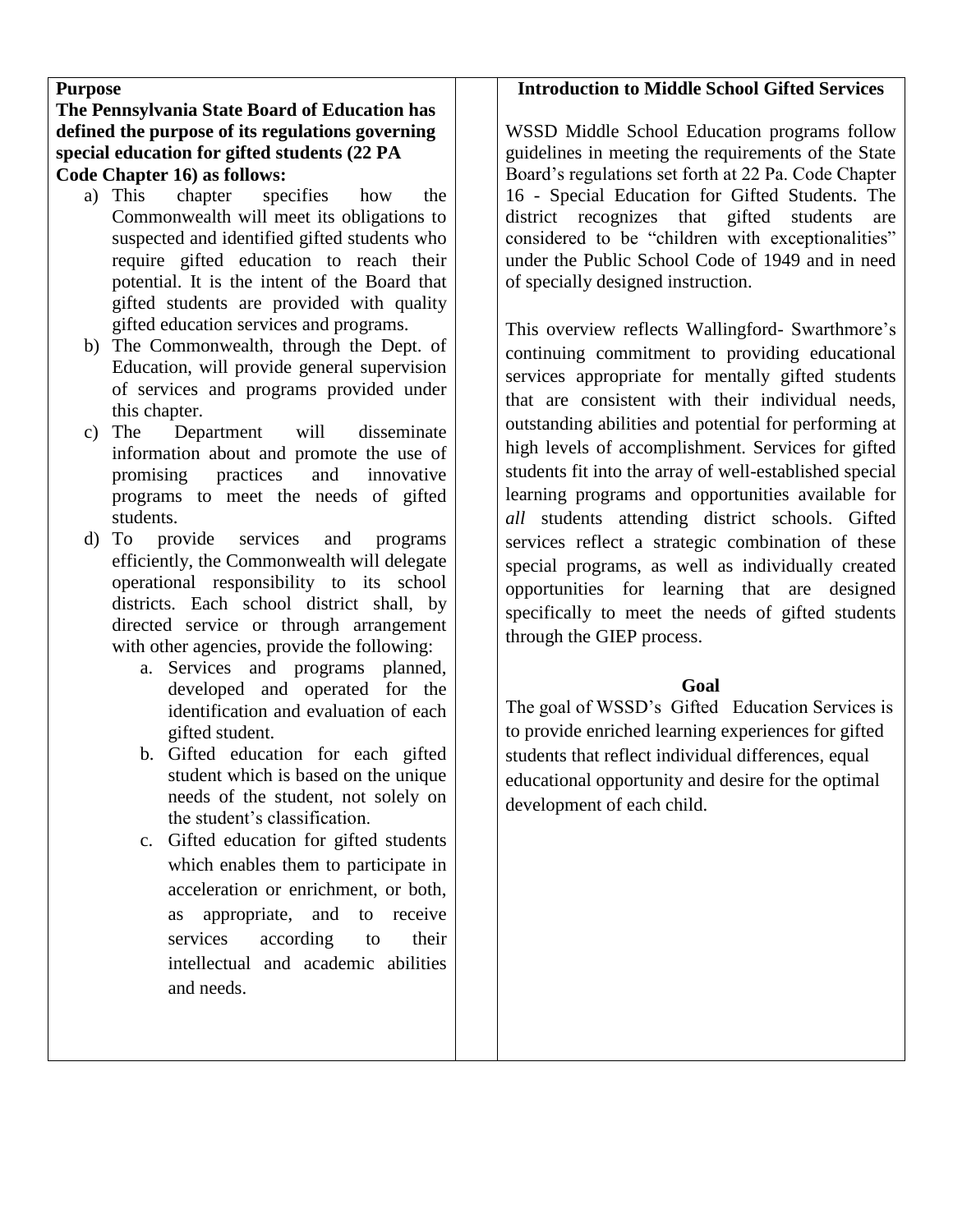**Purpose**

**The Pennsylvania State Board of Education has defined the purpose of its regulations governing special education for gifted students (22 PA Code Chapter 16) as follows:**

a) This chapter specifies how the Commonwealth will meet its obligations to suspected and identified gifted students who require gifted education to reach their potential. It is the intent of the Board that gifted students are provided with quality gifted education services and programs.
b) The Commonwealth, through the Dept. of Education, will provide general supervision of services and programs provided under this chapter.
c) The Department will disseminate information about and promote the use of promising practices and innovative programs to meet the needs of gifted students.
d) To provide services and programs efficiently, the Commonwealth will delegate operational responsibility to its school districts. Each school district shall, by directed service or through arrangement with other agencies, provide the following:
    a. Services and programs planned, developed and operated for the identification and evaluation of each gifted student.
    b. Gifted education for each gifted student which is based on the unique needs of the student, not solely on the student's classification.
    c. Gifted education for gifted students which enables them to participate in acceleration or enrichment, or both, as appropriate, and to receive services according to their intellectual and academic abilities and needs.

**Introduction to Middle School Gifted Services**

WSSD Middle School Education programs follow guidelines in meeting the requirements of the State Board's regulations set forth at 22 Pa. Code Chapter 16 - Special Education for Gifted Students. The district recognizes that gifted students are considered to be "children with exceptionalities" under the Public School Code of 1949 and in need of specially designed instruction.

This overview reflects Wallingford- Swarthmore's continuing commitment to providing educational services appropriate for mentally gifted students that are consistent with their individual needs, outstanding abilities and potential for performing at high levels of accomplishment. Services for gifted students fit into the array of well-established special learning programs and opportunities available for *all* students attending district schools. Gifted services reflect a strategic combination of these special programs, as well as individually created opportunities for learning that are designed specifically to meet the needs of gifted students through the GIEP process.

**Goal**

The goal of WSSD's Gifted Education Services is to provide enriched learning experiences for gifted students that reflect individual differences, equal educational opportunity and desire for the optimal development of each child.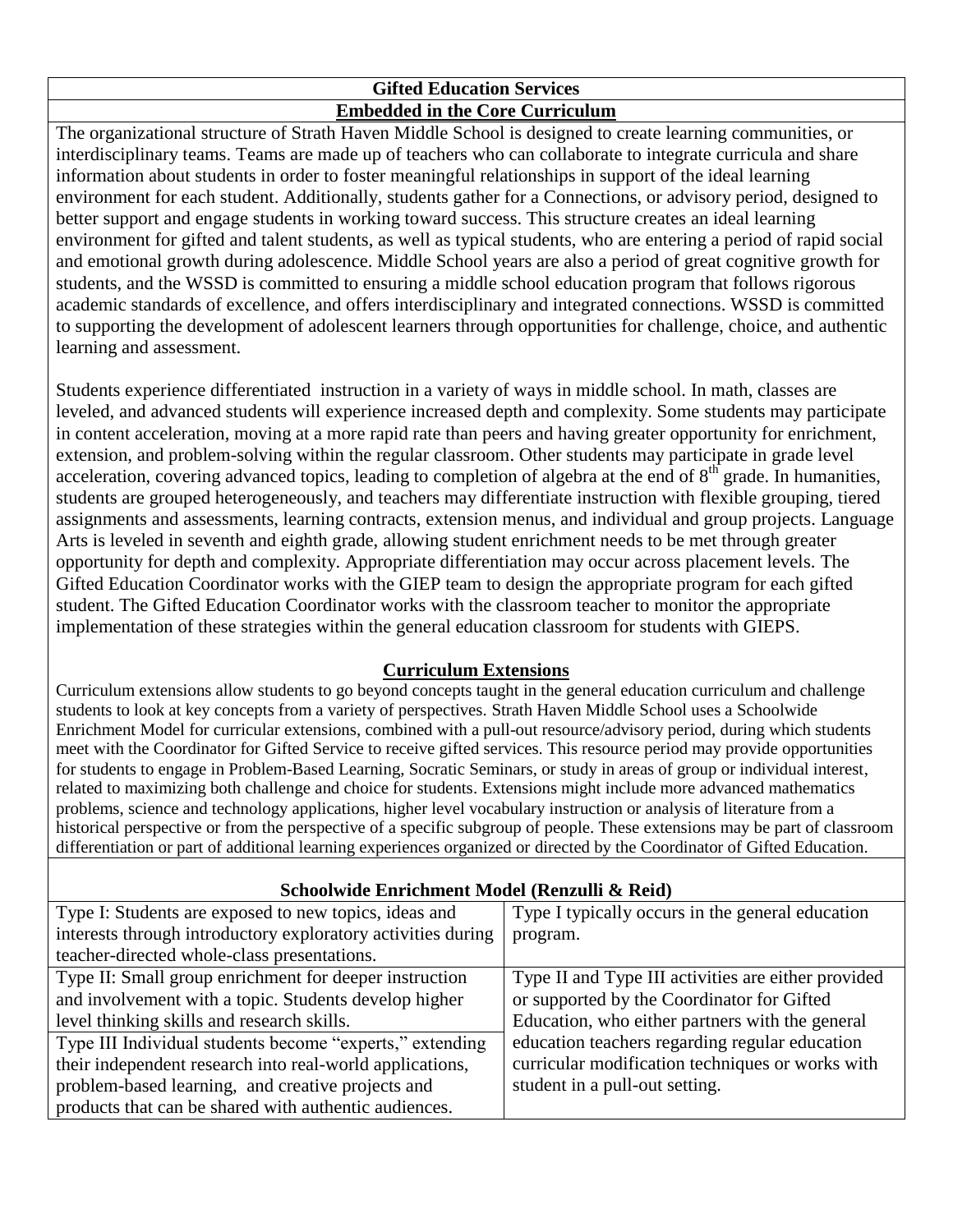## Gifted Education Services

### Embedded in the Core Curriculum

The organizational structure of Strath Haven Middle School is designed to create learning communities, or interdisciplinary teams. Teams are made up of teachers who can collaborate to integrate curricula and share information about students in order to foster meaningful relationships in support of the ideal learning environment for each student. Additionally, students gather for a Connections, or advisory period, designed to better support and engage students in working toward success. This structure creates an ideal learning environment for gifted and talent students, as well as typical students, who are entering a period of rapid social and emotional growth during adolescence. Middle School years are also a period of great cognitive growth for students, and the WSSD is committed to ensuring a middle school education program that follows rigorous academic standards of excellence, and offers interdisciplinary and integrated connections. WSSD is committed to supporting the development of adolescent learners through opportunities for challenge, choice, and authentic learning and assessment.

Students experience differentiated instruction in a variety of ways in middle school. In math, classes are leveled, and advanced students will experience increased depth and complexity. Some students may participate in content acceleration, moving at a more rapid rate than peers and having greater opportunity for enrichment, extension, and problem-solving within the regular classroom. Other students may participate in grade level acceleration, covering advanced topics, leading to completion of algebra at the end of 8th grade. In humanities, students are grouped heterogeneously, and teachers may differentiate instruction with flexible grouping, tiered assignments and assessments, learning contracts, extension menus, and individual and group projects. Language Arts is leveled in seventh and eighth grade, allowing student enrichment needs to be met through greater opportunity for depth and complexity. Appropriate differentiation may occur across placement levels. The Gifted Education Coordinator works with the GIEP team to design the appropriate program for each gifted student. The Gifted Education Coordinator works with the classroom teacher to monitor the appropriate implementation of these strategies within the general education classroom for students with GIEPS.

### Curriculum Extensions

Curriculum extensions allow students to go beyond concepts taught in the general education curriculum and challenge students to look at key concepts from a variety of perspectives. Strath Haven Middle School uses a Schoolwide Enrichment Model for curricular extensions, combined with a pull-out resource/advisory period, during which students meet with the Coordinator for Gifted Service to receive gifted services. This resource period may provide opportunities for students to engage in Problem-Based Learning, Socratic Seminars, or study in areas of group or individual interest, related to maximizing both challenge and choice for students. Extensions might include more advanced mathematics problems, science and technology applications, higher level vocabulary instruction or analysis of literature from a historical perspective or from the perspective of a specific subgroup of people. These extensions may be part of classroom differentiation or part of additional learning experiences organized or directed by the Coordinator of Gifted Education.

### Schoolwide Enrichment Model (Renzulli & Reid)

| | |
|---|---|
| Type I: Students are exposed to new topics, ideas and interests through introductory exploratory activities during teacher-directed whole-class presentations. | Type I typically occurs in the general education program. |
| Type II: Small group enrichment for deeper instruction and involvement with a topic. Students develop higher level thinking skills and research skills. | Type II and Type III activities are either provided or supported by the Coordinator for Gifted Education, who either partners with the general education teachers regarding regular education curricular modification techniques or works with student in a pull-out setting. |
| Type III Individual students become "experts," extending their independent research into real-world applications, problem-based learning, and creative projects and products that can be shared with authentic audiences. | |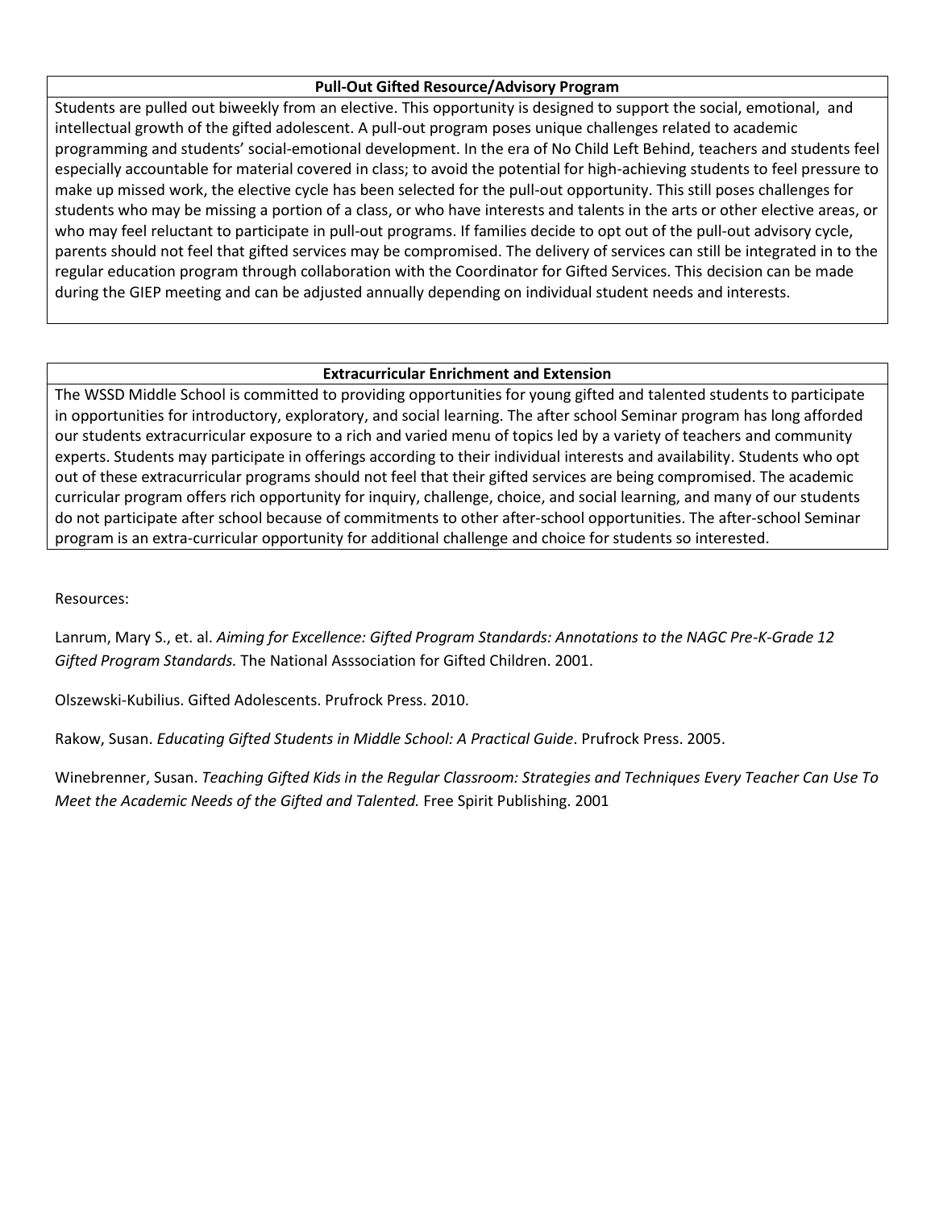**Pull-Out Gifted Resource/Advisory Program**

Students are pulled out biweekly from an elective. This opportunity is designed to support the social, emotional, and intellectual growth of the gifted adolescent. A pull-out program poses unique challenges related to academic programming and students' social-emotional development. In the era of No Child Left Behind, teachers and students feel especially accountable for material covered in class; to avoid the potential for high-achieving students to feel pressure to make up missed work, the elective cycle has been selected for the pull-out opportunity. This still poses challenges for students who may be missing a portion of a class, or who have interests and talents in the arts or other elective areas, or who may feel reluctant to participate in pull-out programs. If families decide to opt out of the pull-out advisory cycle, parents should not feel that gifted services may be compromised. The delivery of services can still be integrated in to the regular education program through collaboration with the Coordinator for Gifted Services. This decision can be made during the GIEP meeting and can be adjusted annually depending on individual student needs and interests.

**Extracurricular Enrichment and Extension**

The WSSD Middle School is committed to providing opportunities for young gifted and talented students to participate in opportunities for introductory, exploratory, and social learning. The after school Seminar program has long afforded our students extracurricular exposure to a rich and varied menu of topics led by a variety of teachers and community experts. Students may participate in offerings according to their individual interests and availability. Students who opt out of these extracurricular programs should not feel that their gifted services are being compromised. The academic curricular program offers rich opportunity for inquiry, challenge, choice, and social learning, and many of our students do not participate after school because of commitments to other after-school opportunities. The after-school Seminar program is an extra-curricular opportunity for additional challenge and choice for students so interested.

Resources:

Lanrum, Mary S., et. al. *Aiming for Excellence: Gifted Program Standards: Annotations to the NAGC Pre-K-Grade 12 Gifted Program Standards.* The National Asssociation for Gifted Children. 2001.

Olszewski-Kubilius. Gifted Adolescents. Prufrock Press. 2010.

Rakow, Susan. *Educating Gifted Students in Middle School: A Practical Guide*. Prufrock Press. 2005.

Winebrenner, Susan. *Teaching Gifted Kids in the Regular Classroom: Strategies and Techniques Every Teacher Can Use To Meet the Academic Needs of the Gifted and Talented.* Free Spirit Publishing. 2001